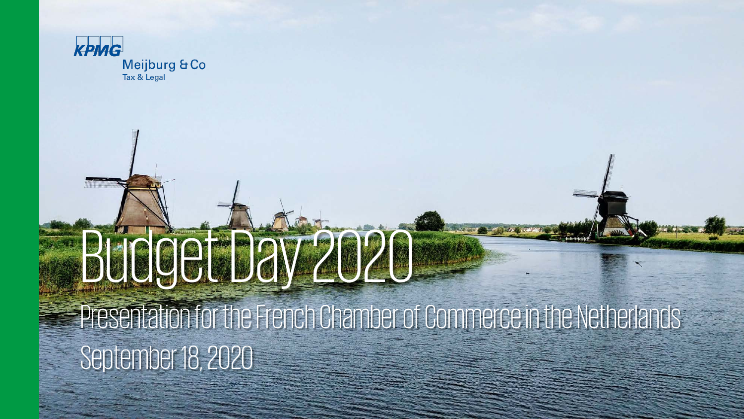KPMG Meijburg & Co Tax & Legal

# Budget Day 2020

Presentation for the French Chamber of Commerce in the Netherlands

September 18, 2020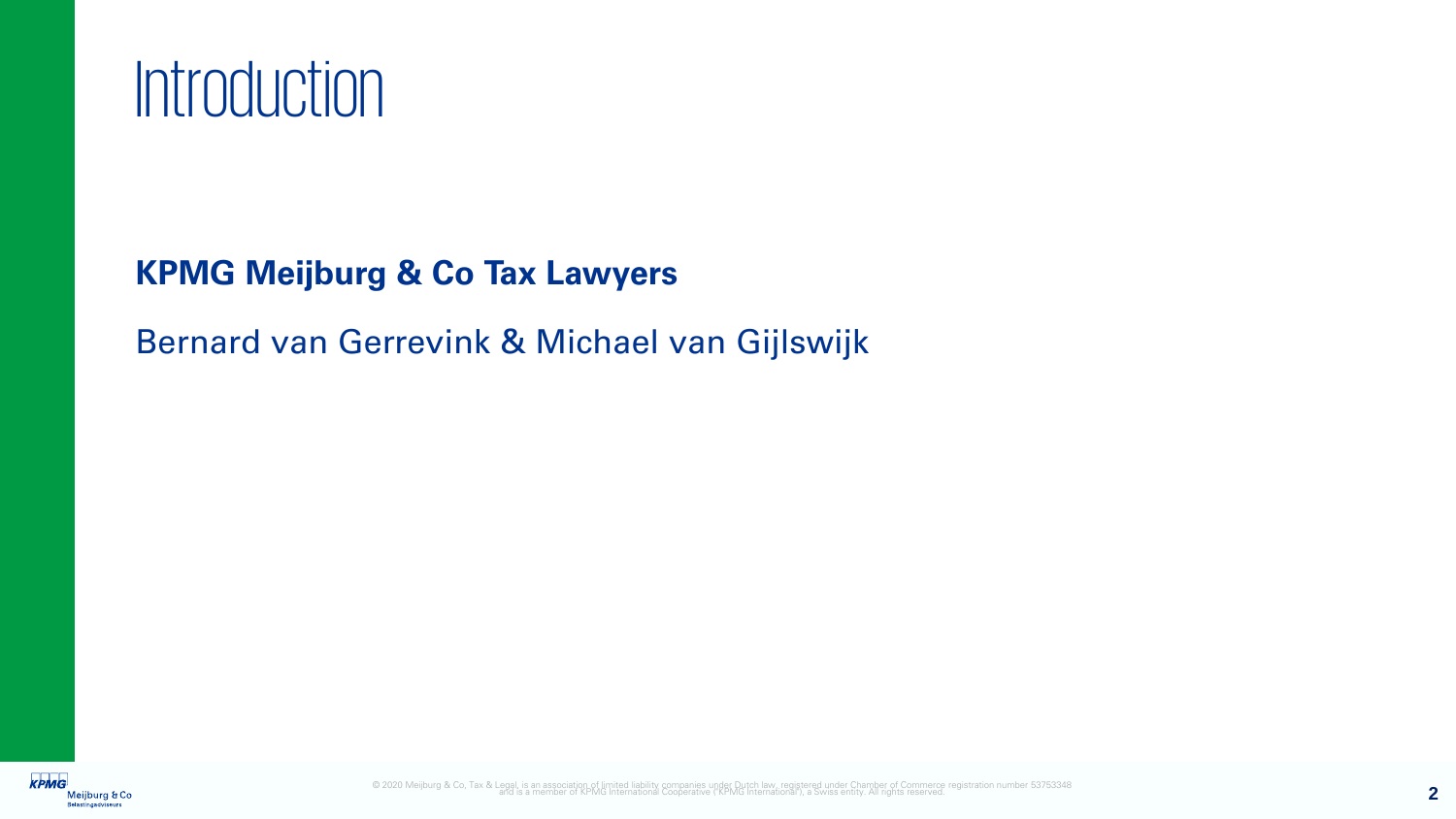# Introduction

**KPMG Meijburg & Co Tax Lawyers**

Bernard van Gerrevink & Michael van Gijlswijk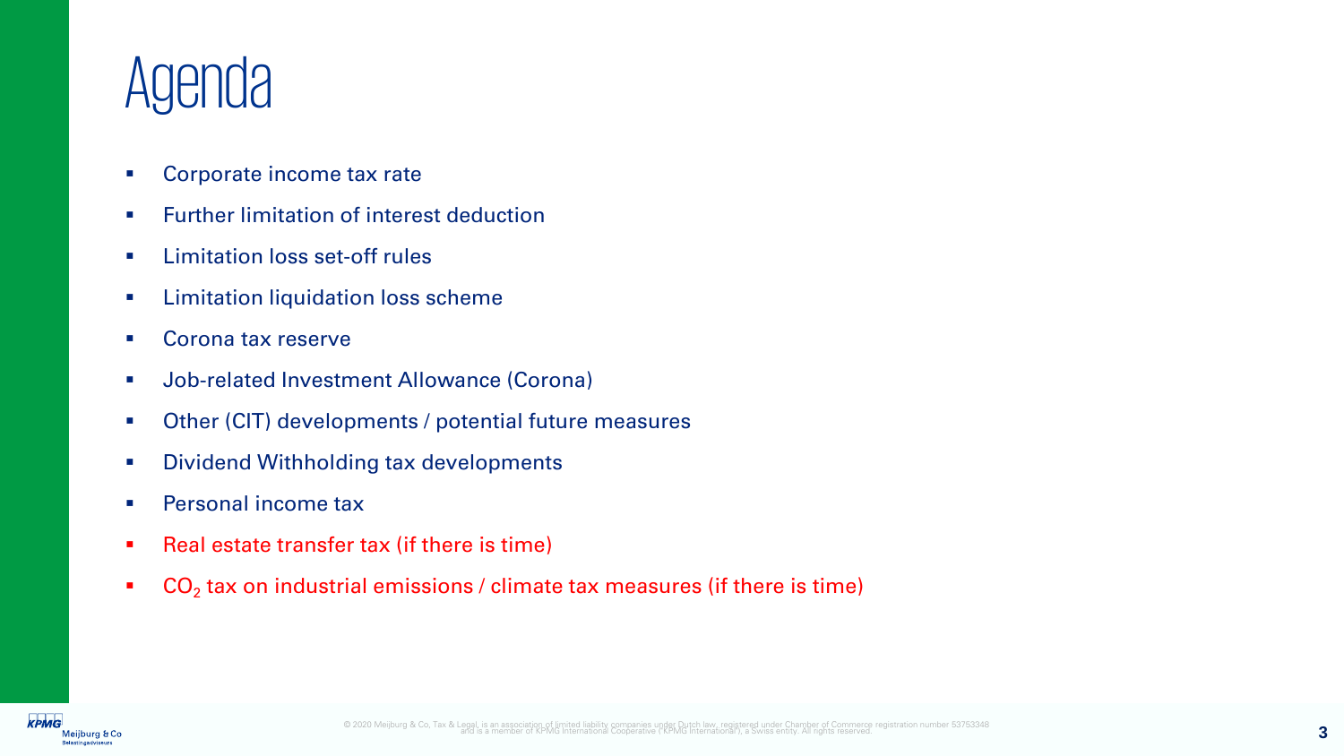# Agenda

- Corporate income tax rate
- Further limitation of interest deduction
- Limitation loss set-off rules
- Limitation liquidation loss scheme
- Corona tax reserve
- Job-related Investment Allowance (Corona)
- Other (CIT) developments / potential future measures
- Dividend Withholding tax developments
- Personal income tax
- Real estate transfer tax (if there is time)
- $CO_2$ tax on industrial emissions / climate tax measures (if there is time)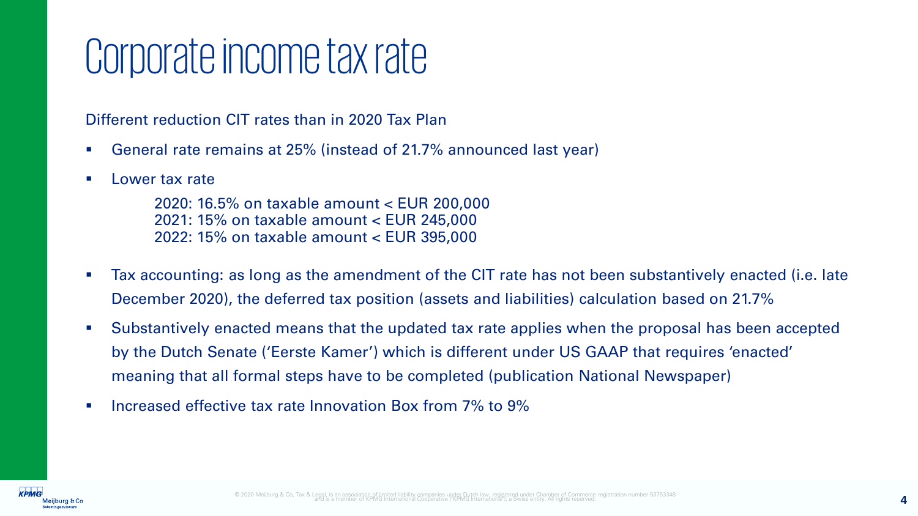# Corporate income tax rate

Different reduction CIT rates than in 2020 Tax Plan

- General rate remains at 25% (instead of 21.7% announced last year)
- Lower tax rate

  2020: 16.5% on taxable amount < EUR 200,000
  2021: 15% on taxable amount < EUR 245,000
  2022: 15% on taxable amount < EUR 395,000

- Tax accounting: as long as the amendment of the CIT rate has not been substantively enacted (i.e. late December 2020), the deferred tax position (assets and liabilities) calculation based on 21.7%
- Substantively enacted means that the updated tax rate applies when the proposal has been accepted by the Dutch Senate ('Eerste Kamer') which is different under US GAAP that requires 'enacted' meaning that all formal steps have to be completed (publication National Newspaper)
- Increased effective tax rate Innovation Box from 7% to 9%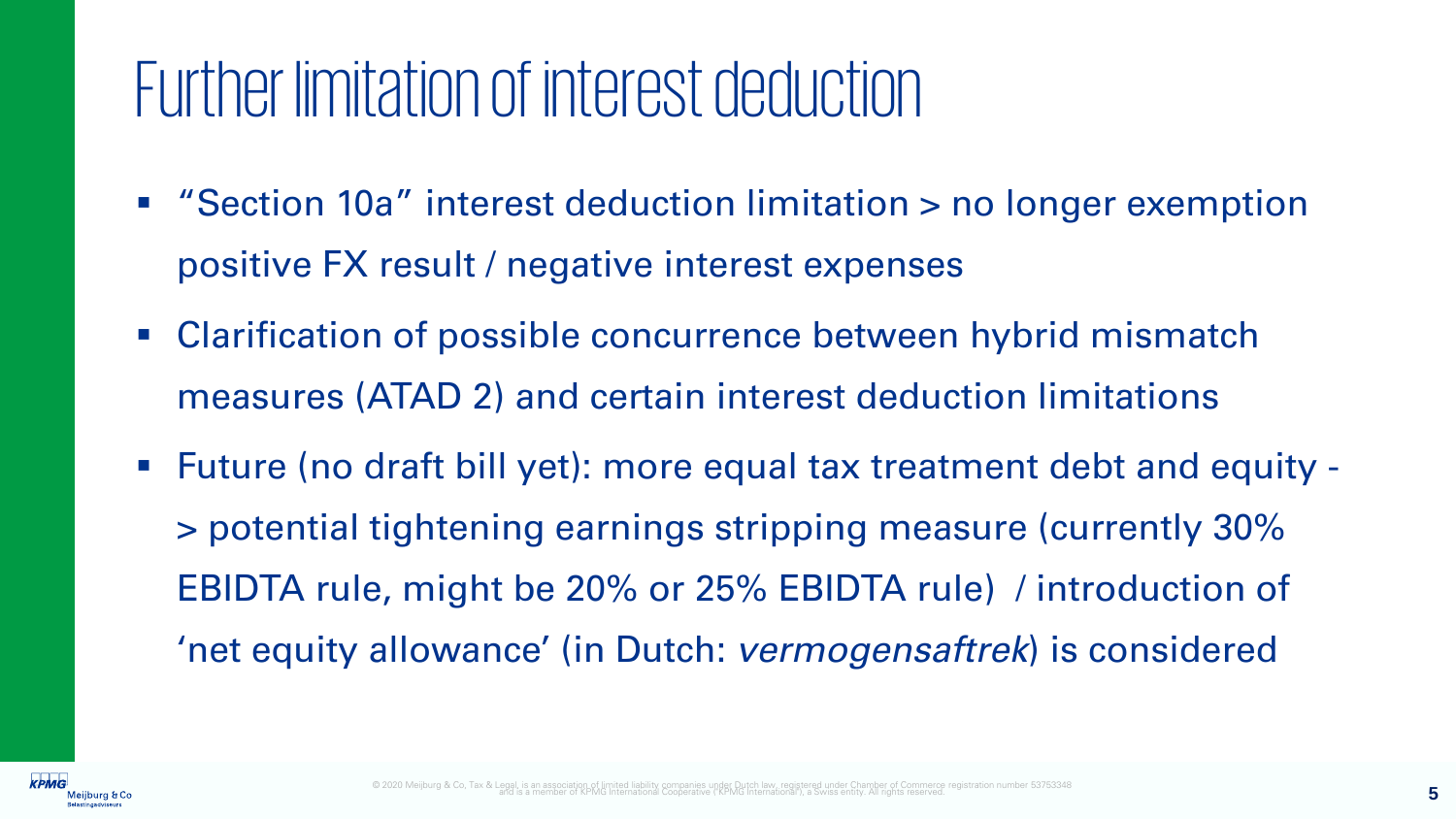# Further limitation of interest deduction

- "Section 10a" interest deduction limitation > no longer exemption positive FX result / negative interest expenses
- Clarification of possible concurrence between hybrid mismatch measures (ATAD 2) and certain interest deduction limitations
- Future (no draft bill yet): more equal tax treatment debt and equity -> potential tightening earnings stripping measure (currently 30% EBIDTA rule, might be 20% or 25% EBIDTA rule) / introduction of 'net equity allowance' (in Dutch: *vermogensaftrek*) is considered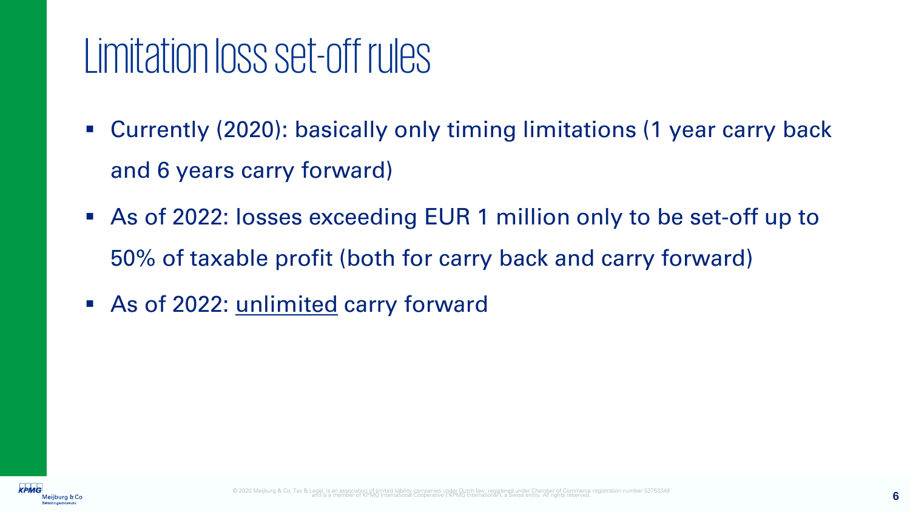# Limitation loss set-off rules

- Currently (2020): basically only timing limitations (1 year carry back and 6 years carry forward)
- As of 2022: losses exceeding EUR 1 million only to be set-off up to 50% of taxable profit (both for carry back and carry forward)
- As of 2022: <u>unlimited</u> carry forward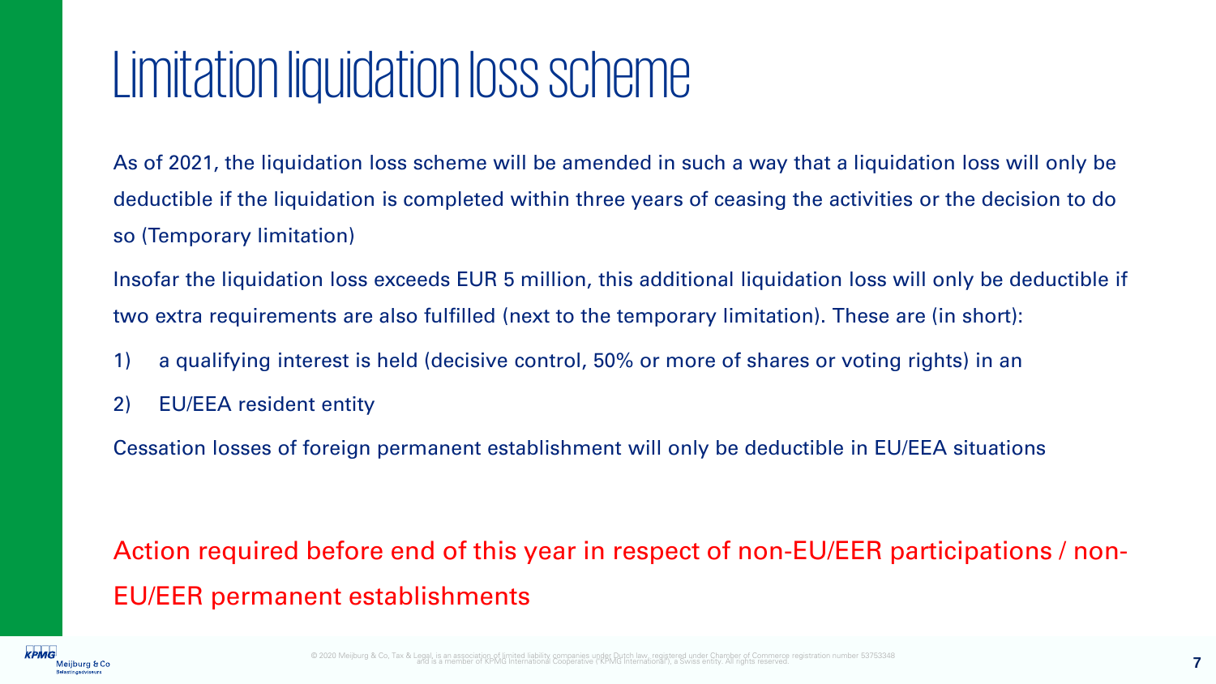# Limitation liquidation loss scheme

As of 2021, the liquidation loss scheme will be amended in such a way that a liquidation loss will only be deductible if the liquidation is completed within three years of ceasing the activities or the decision to do so (Temporary limitation)

Insofar the liquidation loss exceeds EUR 5 million, this additional liquidation loss will only be deductible if two extra requirements are also fulfilled (next to the temporary limitation). These are (in short):

1) a qualifying interest is held (decisive control, 50% or more of shares or voting rights) in an
2) EU/EEA resident entity

Cessation losses of foreign permanent establishment will only be deductible in EU/EEA situations

Action required before end of this year in respect of non-EU/EER participations / non-EU/EER permanent establishments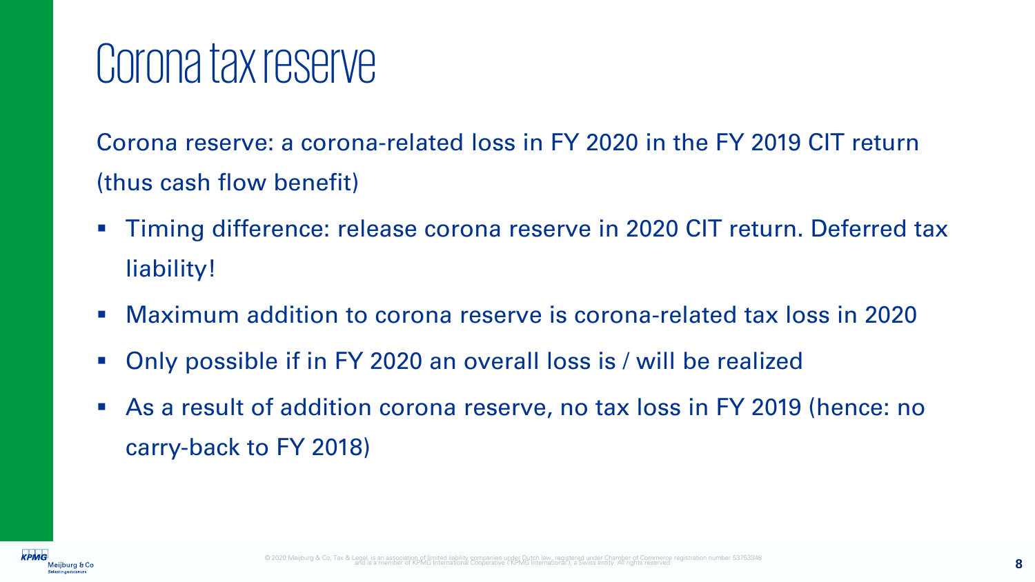# Corona tax reserve

Corona reserve: a corona-related loss in FY 2020 in the FY 2019 CIT return (thus cash flow benefit)

- Timing difference: release corona reserve in 2020 CIT return. Deferred tax liability!
- Maximum addition to corona reserve is corona-related tax loss in 2020
- Only possible if in FY 2020 an overall loss is / will be realized
- As a result of addition corona reserve, no tax loss in FY 2019 (hence: no carry-back to FY 2018)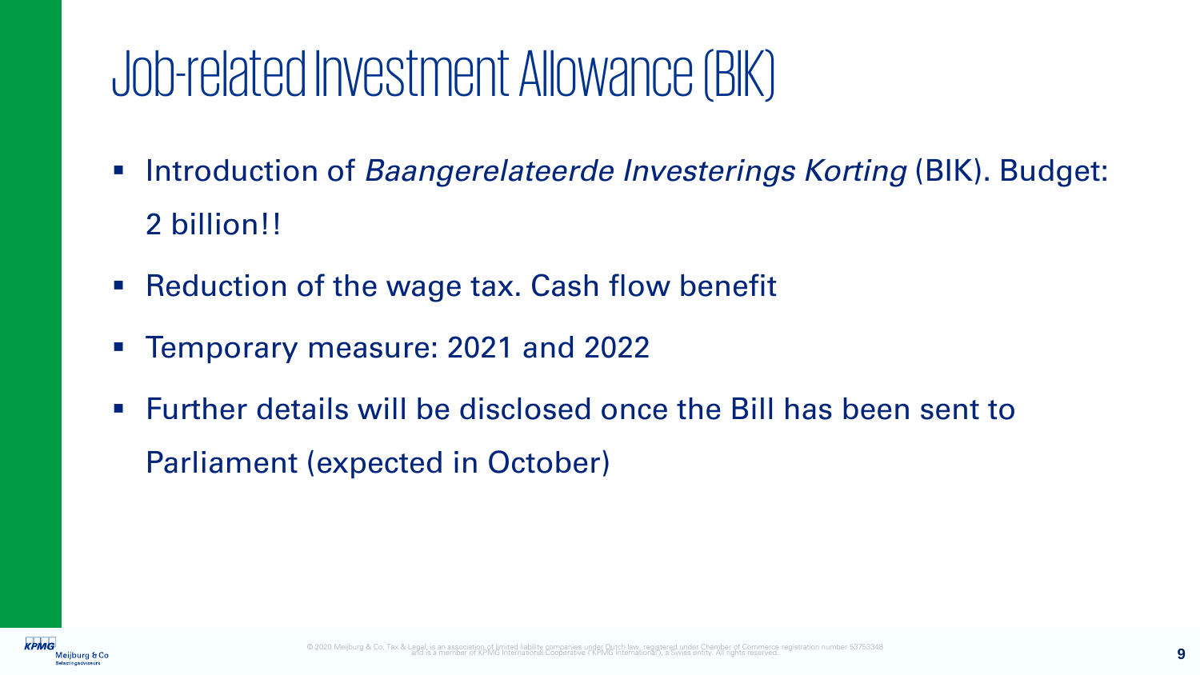# Job-related Investment Allowance (BIK)

- Introduction of *Baangerelateerde Investerings Korting* (BIK). Budget: 2 billion!!
- Reduction of the wage tax. Cash flow benefit
- Temporary measure: 2021 and 2022
- Further details will be disclosed once the Bill has been sent to Parliament (expected in October)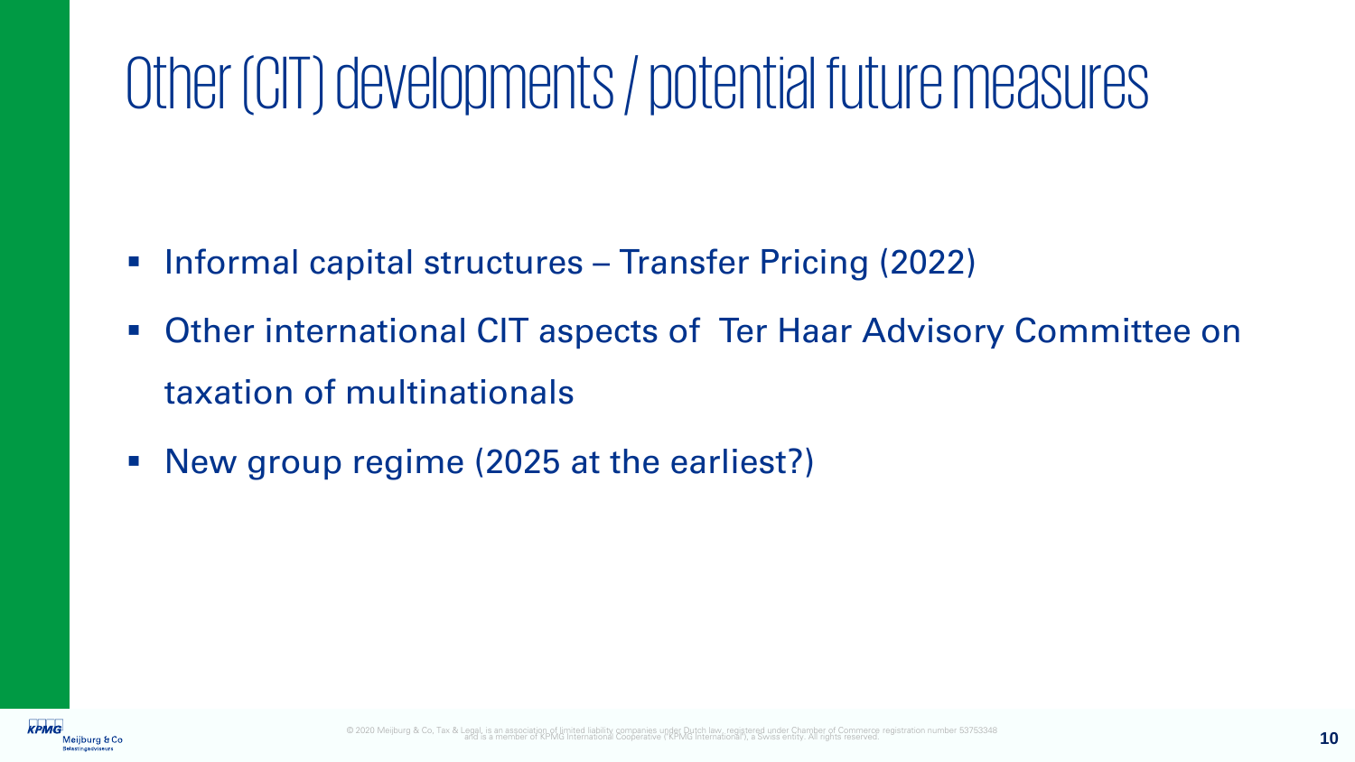# Other (CIT) developments / potential future measures

- Informal capital structures – Transfer Pricing (2022)
- Other international CIT aspects of Ter Haar Advisory Committee on taxation of multinationals
- New group regime (2025 at the earliest?)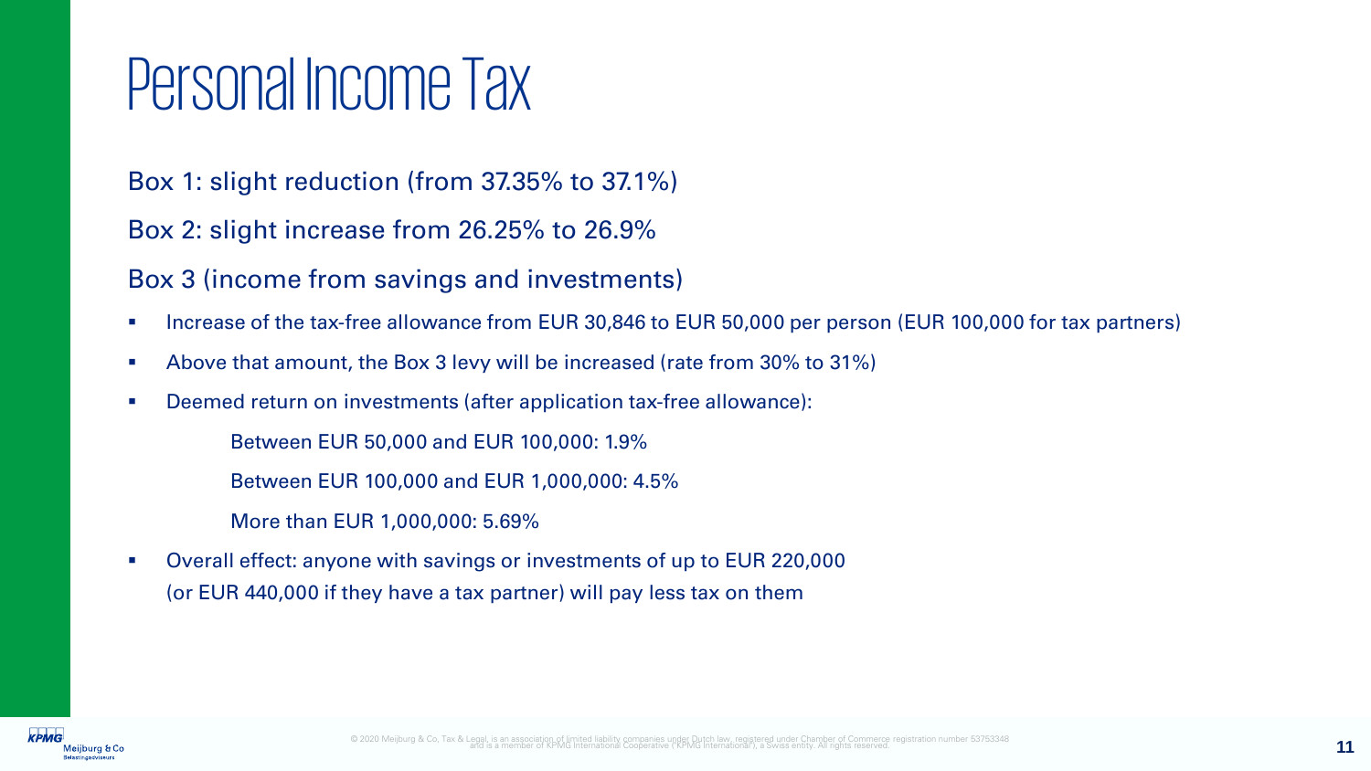# Personal Income Tax

Box 1: slight reduction (from 37.35% to 37.1%)

Box 2: slight increase from 26.25% to 26.9%

Box 3 (income from savings and investments)

- Increase of the tax-free allowance from EUR 30,846 to EUR 50,000 per person (EUR 100,000 for tax partners)
- Above that amount, the Box 3 levy will be increased (rate from 30% to 31%)
- Deemed return on investments (after application tax-free allowance):

  Between EUR 50,000 and EUR 100,000: 1.9%

  Between EUR 100,000 and EUR 1,000,000: 4.5%

  More than EUR 1,000,000: 5.69%

- Overall effect: anyone with savings or investments of up to EUR 220,000 (or EUR 440,000 if they have a tax partner) will pay less tax on them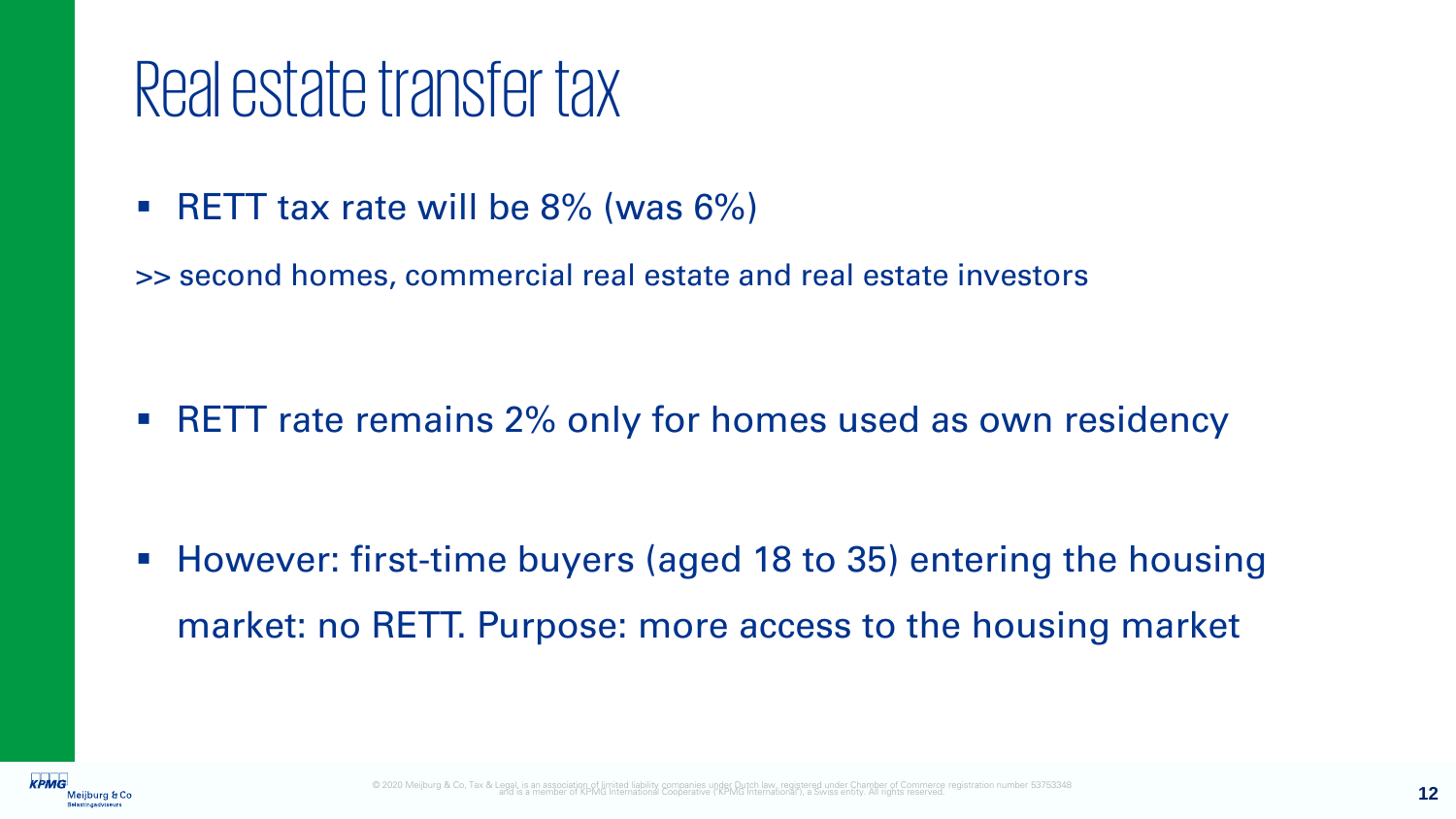# Real estate transfer tax

- RETT tax rate will be 8% (was 6%)

>> second homes, commercial real estate and real estate investors

- RETT rate remains 2% only for homes used as own residency

- However: first-time buyers (aged 18 to 35) entering the housing market: no RETT. Purpose: more access to the housing market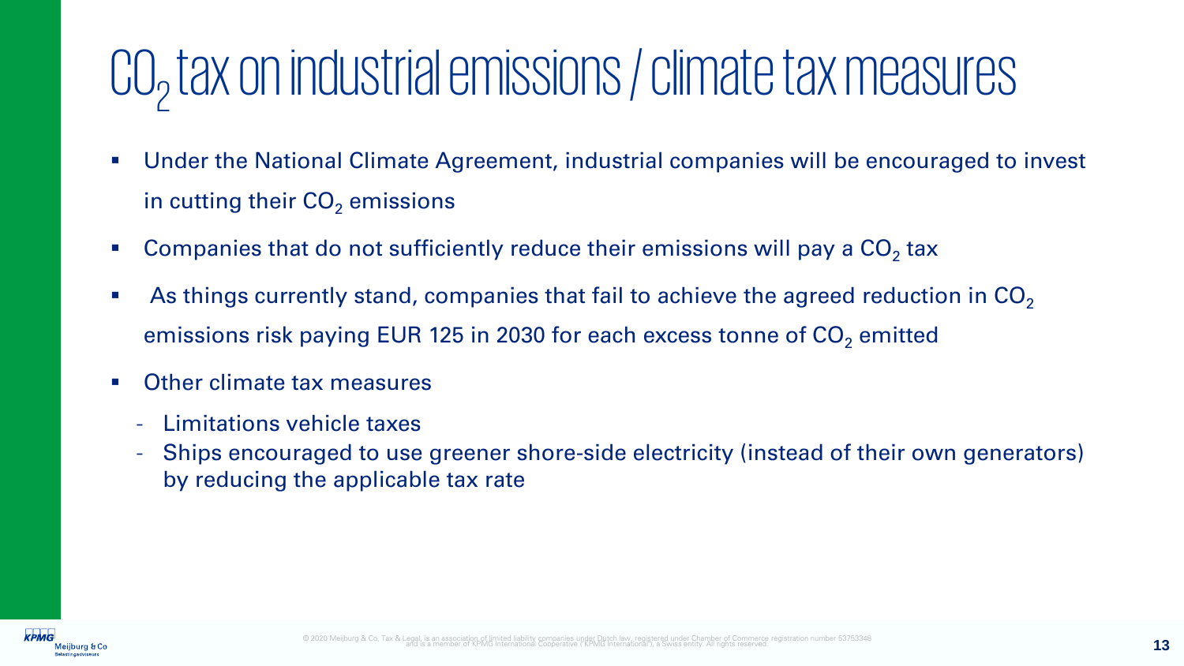# $CO_2$ tax on industrial emissions / climate tax measures

- Under the National Climate Agreement, industrial companies will be encouraged to invest in cutting their $CO_2$ emissions
- Companies that do not sufficiently reduce their emissions will pay a $CO_2$ tax
- As things currently stand, companies that fail to achieve the agreed reduction in $CO_2$ emissions risk paying EUR 125 in 2030 for each excess tonne of $CO_2$ emitted
- Other climate tax measures
  - Limitations vehicle taxes
  - Ships encouraged to use greener shore-side electricity (instead of their own generators) by reducing the applicable tax rate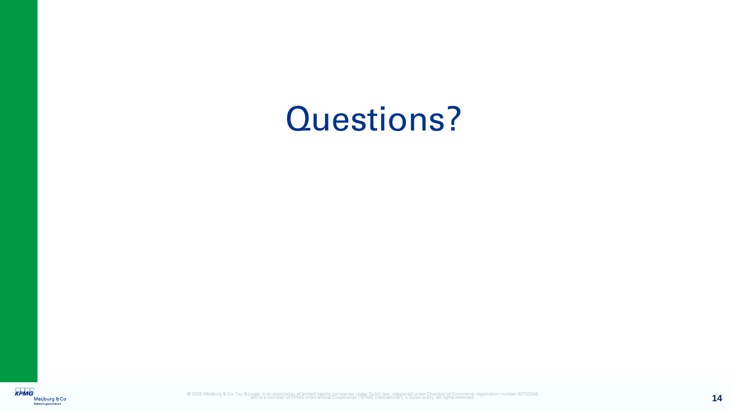# Questions?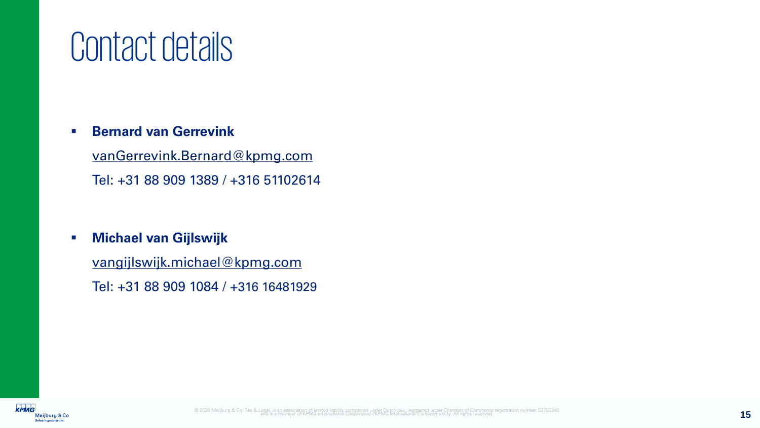# Contact details

- **Bernard van Gerrevink**

  vanGerrevink.Bernard@kpmg.com

  Tel: +31 88 909 1389 / +316 51102614

- **Michael van Gijlswijk**

  vangijlswijk.michael@kpmg.com

  Tel: +31 88 909 1084 / +316 16481929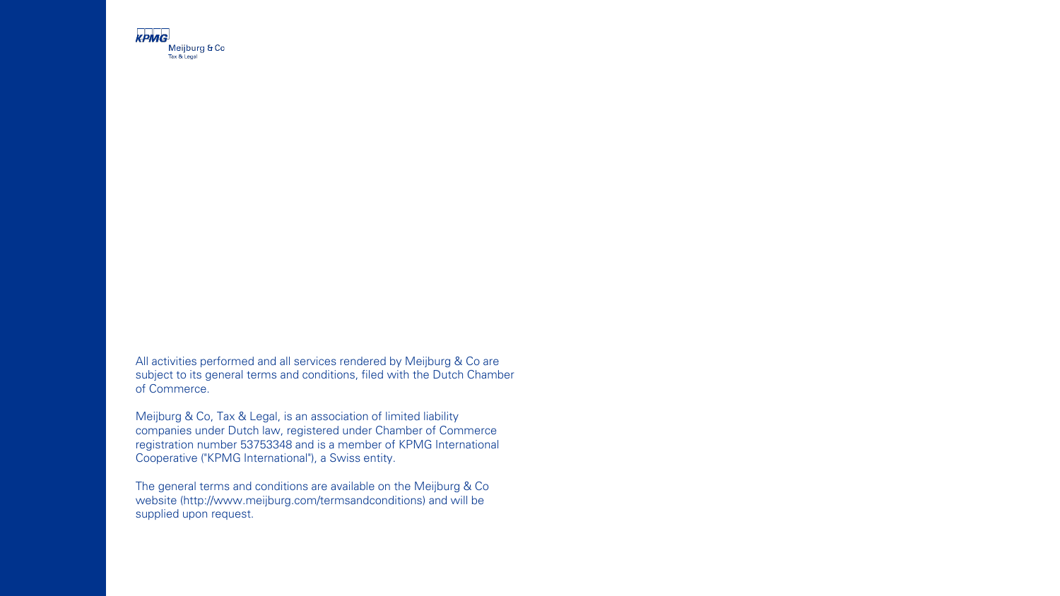KPMG

Meijburg & Co

Tax & Legal

All activities performed and all services rendered by Meijburg & Co are subject to its general terms and conditions, filed with the Dutch Chamber of Commerce.

Meijburg & Co, Tax & Legal, is an association of limited liability companies under Dutch law, registered under Chamber of Commerce registration number 53753348 and is a member of KPMG International Cooperative ("KPMG International"), a Swiss entity.

The general terms and conditions are available on the Meijburg & Co website (http://www.meijburg.com/termsandconditions) and will be supplied upon request.